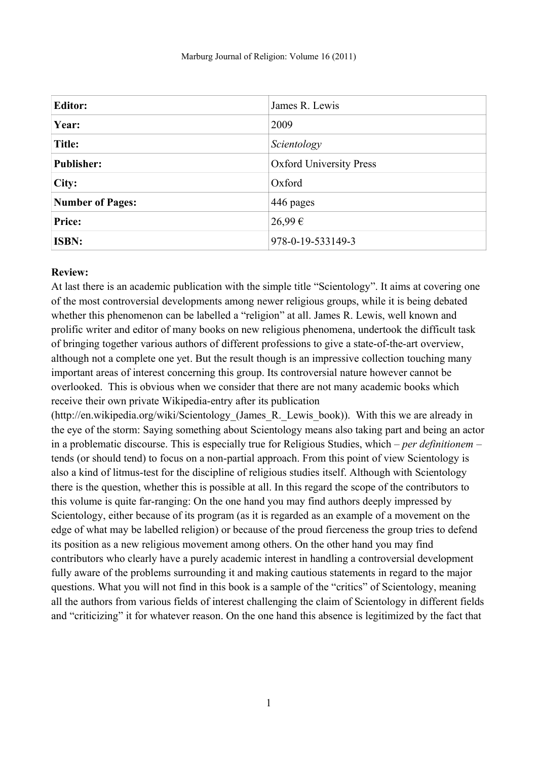| **Editor:** | James R. Lewis |
|---|---|
| **Year:** | 2009 |
| **Title:** | *Scientology* |
| **Publisher:** | Oxford University Press |
| **City:** | Oxford |
| **Number of Pages:** | 446 pages |
| **Price:** | 26,99 € |
| **ISBN:** | 978-0-19-533149-3 |

**Review:**

At last there is an academic publication with the simple title "Scientology". It aims at covering one of the most controversial developments among newer religious groups, while it is being debated whether this phenomenon can be labelled a "religion" at all. James R. Lewis, well known and prolific writer and editor of many books on new religious phenomena, undertook the difficult task of bringing together various authors of different professions to give a state-of-the-art overview, although not a complete one yet. But the result though is an impressive collection touching many important areas of interest concerning this group. Its controversial nature however cannot be overlooked. This is obvious when we consider that there are not many academic books which receive their own private Wikipedia-entry after its publication (http://en.wikipedia.org/wiki/Scientology_(James_R._Lewis_book)). With this we are already in the eye of the storm: Saying something about Scientology means also taking part and being an actor in a problematic discourse. This is especially true for Religious Studies, which – *per definitionem* – tends (or should tend) to focus on a non-partial approach. From this point of view Scientology is also a kind of litmus-test for the discipline of religious studies itself. Although with Scientology there is the question, whether this is possible at all. In this regard the scope of the contributors to this volume is quite far-ranging: On the one hand you may find authors deeply impressed by Scientology, either because of its program (as it is regarded as an example of a movement on the edge of what may be labelled religion) or because of the proud fierceness the group tries to defend its position as a new religious movement among others. On the other hand you may find contributors who clearly have a purely academic interest in handling a controversial development fully aware of the problems surrounding it and making cautious statements in regard to the major questions. What you will not find in this book is a sample of the "critics" of Scientology, meaning all the authors from various fields of interest challenging the claim of Scientology in different fields and "criticizing" it for whatever reason. On the one hand this absence is legitimized by the fact that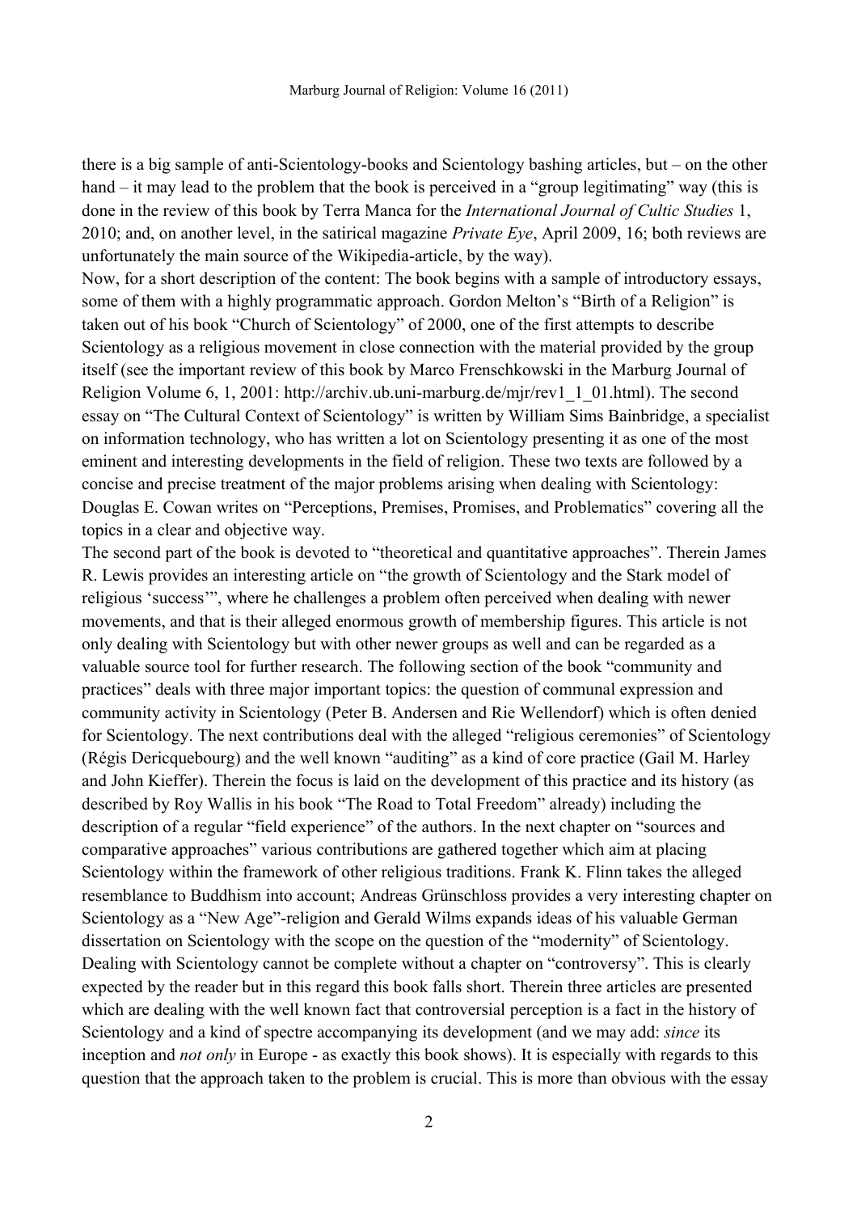there is a big sample of anti-Scientology-books and Scientology bashing articles, but – on the other hand – it may lead to the problem that the book is perceived in a "group legitimating" way (this is done in the review of this book by Terra Manca for the *International Journal of Cultic Studies* 1, 2010; and, on another level, in the satirical magazine *Private Eye*, April 2009, 16; both reviews are unfortunately the main source of the Wikipedia-article, by the way).

Now, for a short description of the content: The book begins with a sample of introductory essays, some of them with a highly programmatic approach. Gordon Melton's "Birth of a Religion" is taken out of his book "Church of Scientology" of 2000, one of the first attempts to describe Scientology as a religious movement in close connection with the material provided by the group itself (see the important review of this book by Marco Frenschkowski in the Marburg Journal of Religion Volume 6, 1, 2001: http://archiv.ub.uni-marburg.de/mjr/rev1_1_01.html). The second essay on "The Cultural Context of Scientology" is written by William Sims Bainbridge, a specialist on information technology, who has written a lot on Scientology presenting it as one of the most eminent and interesting developments in the field of religion. These two texts are followed by a concise and precise treatment of the major problems arising when dealing with Scientology: Douglas E. Cowan writes on "Perceptions, Premises, Promises, and Problematics" covering all the topics in a clear and objective way.

The second part of the book is devoted to "theoretical and quantitative approaches". Therein James R. Lewis provides an interesting article on "the growth of Scientology and the Stark model of religious 'success'", where he challenges a problem often perceived when dealing with newer movements, and that is their alleged enormous growth of membership figures. This article is not only dealing with Scientology but with other newer groups as well and can be regarded as a valuable source tool for further research. The following section of the book "community and practices" deals with three major important topics: the question of communal expression and community activity in Scientology (Peter B. Andersen and Rie Wellendorf) which is often denied for Scientology. The next contributions deal with the alleged "religious ceremonies" of Scientology (Régis Dericquebourg) and the well known "auditing" as a kind of core practice (Gail M. Harley and John Kieffer). Therein the focus is laid on the development of this practice and its history (as described by Roy Wallis in his book "The Road to Total Freedom" already) including the description of a regular "field experience" of the authors. In the next chapter on "sources and comparative approaches" various contributions are gathered together which aim at placing Scientology within the framework of other religious traditions. Frank K. Flinn takes the alleged resemblance to Buddhism into account; Andreas Grünschloss provides a very interesting chapter on Scientology as a "New Age"-religion and Gerald Wilms expands ideas of his valuable German dissertation on Scientology with the scope on the question of the "modernity" of Scientology.

Dealing with Scientology cannot be complete without a chapter on "controversy". This is clearly expected by the reader but in this regard this book falls short. Therein three articles are presented which are dealing with the well known fact that controversial perception is a fact in the history of Scientology and a kind of spectre accompanying its development (and we may add: *since* its inception and *not only* in Europe - as exactly this book shows). It is especially with regards to this question that the approach taken to the problem is crucial. This is more than obvious with the essay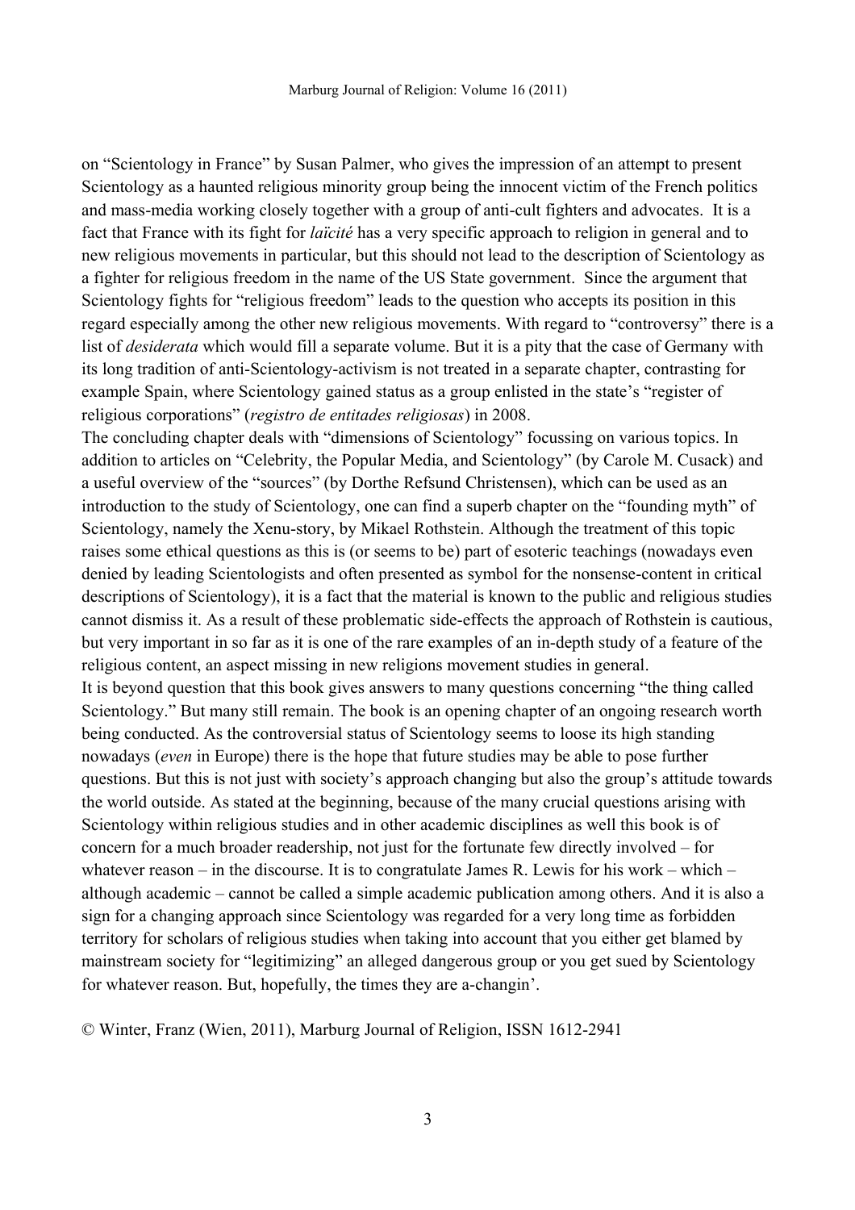on "Scientology in France" by Susan Palmer, who gives the impression of an attempt to present Scientology as a haunted religious minority group being the innocent victim of the French politics and mass-media working closely together with a group of anti-cult fighters and advocates. It is a fact that France with its fight for *laïcité* has a very specific approach to religion in general and to new religious movements in particular, but this should not lead to the description of Scientology as a fighter for religious freedom in the name of the US State government. Since the argument that Scientology fights for "religious freedom" leads to the question who accepts its position in this regard especially among the other new religious movements. With regard to "controversy" there is a list of *desiderata* which would fill a separate volume. But it is a pity that the case of Germany with its long tradition of anti-Scientology-activism is not treated in a separate chapter, contrasting for example Spain, where Scientology gained status as a group enlisted in the state's "register of religious corporations" (*registro de entitades religiosas*) in 2008.

The concluding chapter deals with "dimensions of Scientology" focussing on various topics. In addition to articles on "Celebrity, the Popular Media, and Scientology" (by Carole M. Cusack) and a useful overview of the "sources" (by Dorthe Refsund Christensen), which can be used as an introduction to the study of Scientology, one can find a superb chapter on the "founding myth" of Scientology, namely the Xenu-story, by Mikael Rothstein. Although the treatment of this topic raises some ethical questions as this is (or seems to be) part of esoteric teachings (nowadays even denied by leading Scientologists and often presented as symbol for the nonsense-content in critical descriptions of Scientology), it is a fact that the material is known to the public and religious studies cannot dismiss it. As a result of these problematic side-effects the approach of Rothstein is cautious, but very important in so far as it is one of the rare examples of an in-depth study of a feature of the religious content, an aspect missing in new religions movement studies in general.

It is beyond question that this book gives answers to many questions concerning "the thing called Scientology." But many still remain. The book is an opening chapter of an ongoing research worth being conducted. As the controversial status of Scientology seems to loose its high standing nowadays (*even* in Europe) there is the hope that future studies may be able to pose further questions. But this is not just with society's approach changing but also the group's attitude towards the world outside. As stated at the beginning, because of the many crucial questions arising with Scientology within religious studies and in other academic disciplines as well this book is of concern for a much broader readership, not just for the fortunate few directly involved – for whatever reason – in the discourse. It is to congratulate James R. Lewis for his work – which – although academic – cannot be called a simple academic publication among others. And it is also a sign for a changing approach since Scientology was regarded for a very long time as forbidden territory for scholars of religious studies when taking into account that you either get blamed by mainstream society for "legitimizing" an alleged dangerous group or you get sued by Scientology for whatever reason. But, hopefully, the times they are a-changin'.

© Winter, Franz (Wien, 2011), Marburg Journal of Religion, ISSN 1612-2941